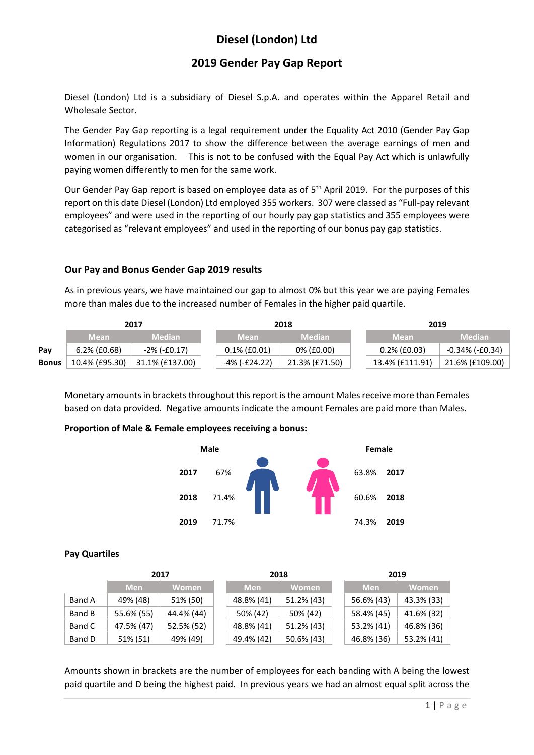# Diesel (London) Ltd

## 2019 Gender Pay Gap Report

Diesel (London) Ltd is a subsidiary of Diesel S.p.A. and operates within the Apparel Retail and Wholesale Sector.

The Gender Pay Gap reporting is a legal requirement under the Equality Act 2010 (Gender Pay Gap Information) Regulations 2017 to show the difference between the average earnings of men and women in our organisation. This is not to be confused with the Equal Pay Act which is unlawfully paying women differently to men for the same work.

Our Gender Pay Gap report is based on employee data as of 5th April 2019. For the purposes of this report on this date Diesel (London) Ltd employed 355 workers. 307 were classed as "Full-pay relevant employees" and were used in the reporting of our hourly pay gap statistics and 355 employees were categorised as "relevant employees" and used in the reporting of our bonus pay gap statistics.

### Our Pay and Bonus Gender Gap 2019 results

As in previous years, we have maintained our gap to almost 0% but this year we are paying Females more than males due to the increased number of Females in the higher paid quartile.

| | 2017 | | 2018 | | 2019 | |
|---|---|---|---|---|---|---|
| | Mean | Median | Mean | Median | Mean | Median |
| **Pay** | 6.2% (£0.68) | -2% (-£0.17) | 0.1% (£0.01) | 0% (£0.00) | 0.2% (£0.03) | -0.34% (-£0.34) |
| **Bonus** | 10.4% (£95.30) | 31.1% (£137.00) | -4% (-£24.22) | 21.3% (£71.50) | 13.4% (£111.91) | 21.6% (£109.00) |

Monetary amounts in brackets throughout this report is the amount Males receive more than Females based on data provided. Negative amounts indicate the amount Females are paid more than Males.

**Proportion of Male & Female employees receiving a bonus:**

Male

2017 67%

2018 71.4%

2019 71.7%

Female

63.8% 2017

60.6% 2018

74.3% 2019

### Pay Quartiles

| | 2017 | | 2018 | | 2019 | |
|---|---|---|---|---|---|---|
| | Men | Women | Men | Women | Men | Women |
| Band A | 49% (48) | 51% (50) | 48.8% (41) | 51.2% (43) | 56.6% (43) | 43.3% (33) |
| Band B | 55.6% (55) | 44.4% (44) | 50% (42) | 50% (42) | 58.4% (45) | 41.6% (32) |
| Band C | 47.5% (47) | 52.5% (52) | 48.8% (41) | 51.2% (43) | 53.2% (41) | 46.8% (36) |
| Band D | 51% (51) | 49% (49) | 49.4% (42) | 50.6% (43) | 46.8% (36) | 53.2% (41) |

Amounts shown in brackets are the number of employees for each banding with A being the lowest paid quartile and D being the highest paid. In previous years we had an almost equal split across the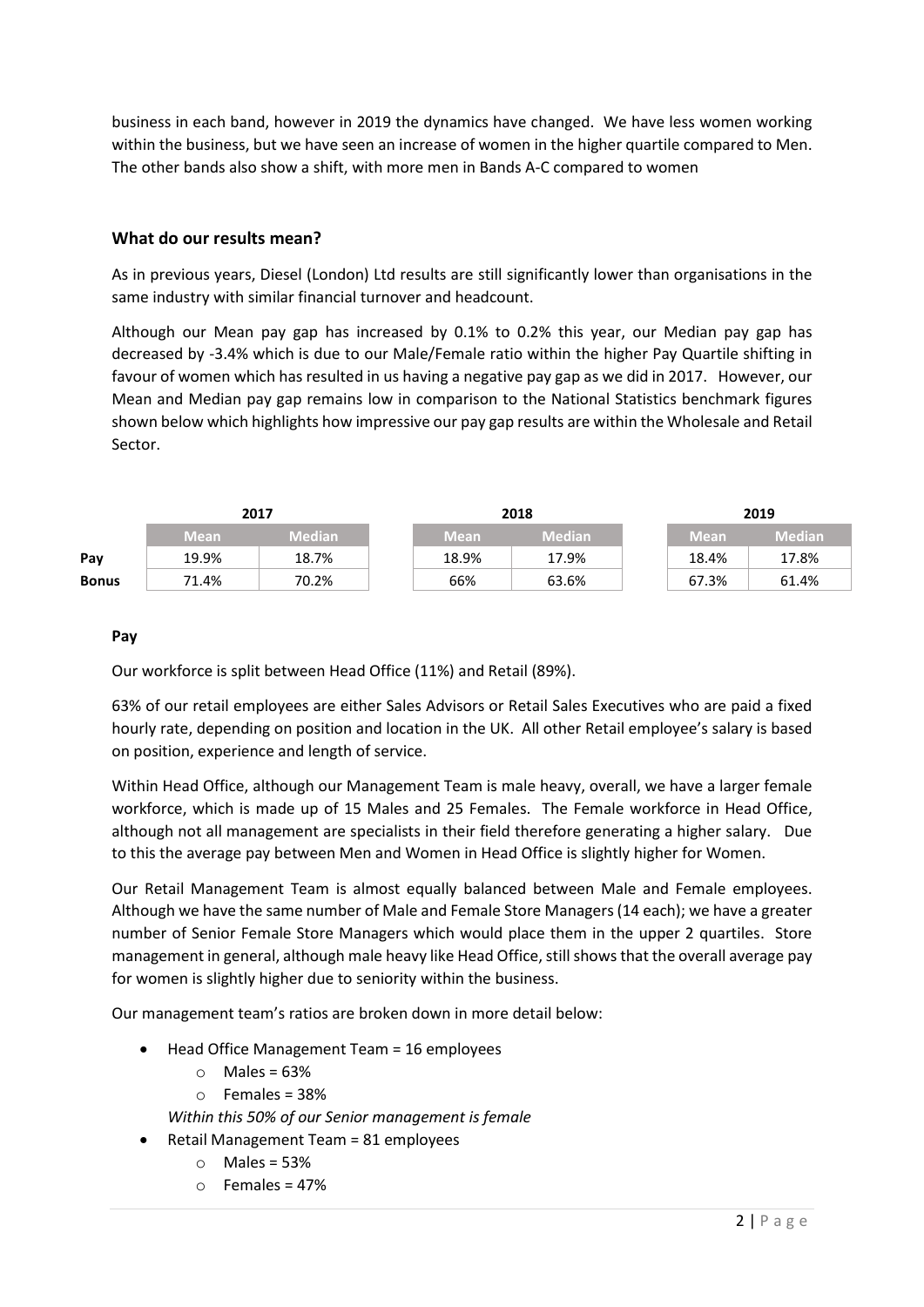business in each band, however in 2019 the dynamics have changed. We have less women working within the business, but we have seen an increase of women in the higher quartile compared to Men. The other bands also show a shift, with more men in Bands A-C compared to women

### What do our results mean?

As in previous years, Diesel (London) Ltd results are still significantly lower than organisations in the same industry with similar financial turnover and headcount.

Although our Mean pay gap has increased by 0.1% to 0.2% this year, our Median pay gap has decreased by -3.4% which is due to our Male/Female ratio within the higher Pay Quartile shifting in favour of women which has resulted in us having a negative pay gap as we did in 2017. However, our Mean and Median pay gap remains low in comparison to the National Statistics benchmark figures shown below which highlights how impressive our pay gap results are within the Wholesale and Retail Sector.

| | 2017 | | 2018 | | 2019 | |
|---|---|---|---|---|---|---|
| | Mean | Median | Mean | Median | Mean | Median |
| **Pay** | 19.9% | 18.7% | 18.9% | 17.9% | 18.4% | 17.8% |
| **Bonus** | 71.4% | 70.2% | 66% | 63.6% | 67.3% | 61.4% |

**Pay**

Our workforce is split between Head Office (11%) and Retail (89%).

63% of our retail employees are either Sales Advisors or Retail Sales Executives who are paid a fixed hourly rate, depending on position and location in the UK. All other Retail employee's salary is based on position, experience and length of service.

Within Head Office, although our Management Team is male heavy, overall, we have a larger female workforce, which is made up of 15 Males and 25 Females. The Female workforce in Head Office, although not all management are specialists in their field therefore generating a higher salary. Due to this the average pay between Men and Women in Head Office is slightly higher for Women.

Our Retail Management Team is almost equally balanced between Male and Female employees. Although we have the same number of Male and Female Store Managers (14 each); we have a greater number of Senior Female Store Managers which would place them in the upper 2 quartiles. Store management in general, although male heavy like Head Office, still shows that the overall average pay for women is slightly higher due to seniority within the business.

Our management team's ratios are broken down in more detail below:

- Head Office Management Team = 16 employees
  - Males = 63%
  - Females = 38%

  *Within this 50% of our Senior management is female*
- Retail Management Team = 81 employees
  - Males = 53%
  - Females = 47%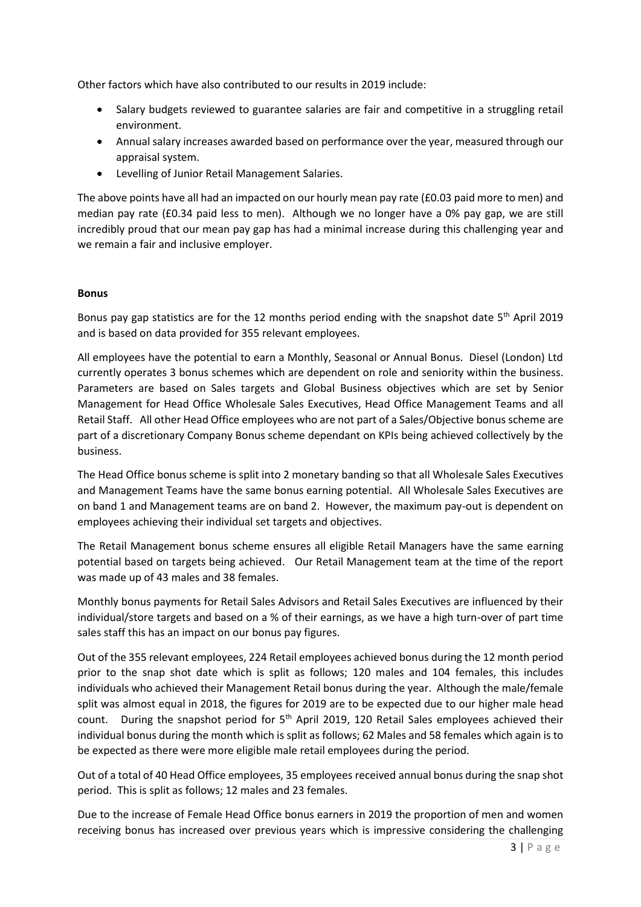Other factors which have also contributed to our results in 2019 include:

- Salary budgets reviewed to guarantee salaries are fair and competitive in a struggling retail environment.
- Annual salary increases awarded based on performance over the year, measured through our appraisal system.
- Levelling of Junior Retail Management Salaries.

The above points have all had an impacted on our hourly mean pay rate (£0.03 paid more to men) and median pay rate (£0.34 paid less to men). Although we no longer have a 0% pay gap, we are still incredibly proud that our mean pay gap has had a minimal increase during this challenging year and we remain a fair and inclusive employer.

**Bonus**

Bonus pay gap statistics are for the 12 months period ending with the snapshot date 5th April 2019 and is based on data provided for 355 relevant employees.

All employees have the potential to earn a Monthly, Seasonal or Annual Bonus. Diesel (London) Ltd currently operates 3 bonus schemes which are dependent on role and seniority within the business. Parameters are based on Sales targets and Global Business objectives which are set by Senior Management for Head Office Wholesale Sales Executives, Head Office Management Teams and all Retail Staff. All other Head Office employees who are not part of a Sales/Objective bonus scheme are part of a discretionary Company Bonus scheme dependant on KPIs being achieved collectively by the business.

The Head Office bonus scheme is split into 2 monetary banding so that all Wholesale Sales Executives and Management Teams have the same bonus earning potential. All Wholesale Sales Executives are on band 1 and Management teams are on band 2. However, the maximum pay-out is dependent on employees achieving their individual set targets and objectives.

The Retail Management bonus scheme ensures all eligible Retail Managers have the same earning potential based on targets being achieved. Our Retail Management team at the time of the report was made up of 43 males and 38 females.

Monthly bonus payments for Retail Sales Advisors and Retail Sales Executives are influenced by their individual/store targets and based on a % of their earnings, as we have a high turn-over of part time sales staff this has an impact on our bonus pay figures.

Out of the 355 relevant employees, 224 Retail employees achieved bonus during the 12 month period prior to the snap shot date which is split as follows; 120 males and 104 females, this includes individuals who achieved their Management Retail bonus during the year. Although the male/female split was almost equal in 2018, the figures for 2019 are to be expected due to our higher male head count. During the snapshot period for 5th April 2019, 120 Retail Sales employees achieved their individual bonus during the month which is split as follows; 62 Males and 58 females which again is to be expected as there were more eligible male retail employees during the period.

Out of a total of 40 Head Office employees, 35 employees received annual bonus during the snap shot period. This is split as follows; 12 males and 23 females.

Due to the increase of Female Head Office bonus earners in 2019 the proportion of men and women receiving bonus has increased over previous years which is impressive considering the challenging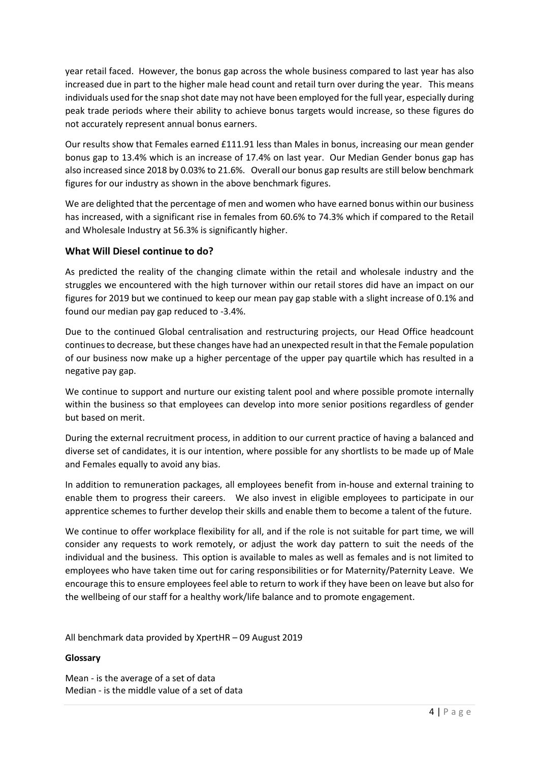year retail faced. However, the bonus gap across the whole business compared to last year has also increased due in part to the higher male head count and retail turn over during the year. This means individuals used for the snap shot date may not have been employed for the full year, especially during peak trade periods where their ability to achieve bonus targets would increase, so these figures do not accurately represent annual bonus earners.

Our results show that Females earned £111.91 less than Males in bonus, increasing our mean gender bonus gap to 13.4% which is an increase of 17.4% on last year. Our Median Gender bonus gap has also increased since 2018 by 0.03% to 21.6%. Overall our bonus gap results are still below benchmark figures for our industry as shown in the above benchmark figures.

We are delighted that the percentage of men and women who have earned bonus within our business has increased, with a significant rise in females from 60.6% to 74.3% which if compared to the Retail and Wholesale Industry at 56.3% is significantly higher.

### What Will Diesel continue to do?

As predicted the reality of the changing climate within the retail and wholesale industry and the struggles we encountered with the high turnover within our retail stores did have an impact on our figures for 2019 but we continued to keep our mean pay gap stable with a slight increase of 0.1% and found our median pay gap reduced to -3.4%.

Due to the continued Global centralisation and restructuring projects, our Head Office headcount continues to decrease, but these changes have had an unexpected result in that the Female population of our business now make up a higher percentage of the upper pay quartile which has resulted in a negative pay gap.

We continue to support and nurture our existing talent pool and where possible promote internally within the business so that employees can develop into more senior positions regardless of gender but based on merit.

During the external recruitment process, in addition to our current practice of having a balanced and diverse set of candidates, it is our intention, where possible for any shortlists to be made up of Male and Females equally to avoid any bias.

In addition to remuneration packages, all employees benefit from in-house and external training to enable them to progress their careers. We also invest in eligible employees to participate in our apprentice schemes to further develop their skills and enable them to become a talent of the future.

We continue to offer workplace flexibility for all, and if the role is not suitable for part time, we will consider any requests to work remotely, or adjust the work day pattern to suit the needs of the individual and the business. This option is available to males as well as females and is not limited to employees who have taken time out for caring responsibilities or for Maternity/Paternity Leave. We encourage this to ensure employees feel able to return to work if they have been on leave but also for the wellbeing of our staff for a healthy work/life balance and to promote engagement.

All benchmark data provided by XpertHR – 09 August 2019

**Glossary**

Mean - is the average of a set of data
Median - is the middle value of a set of data